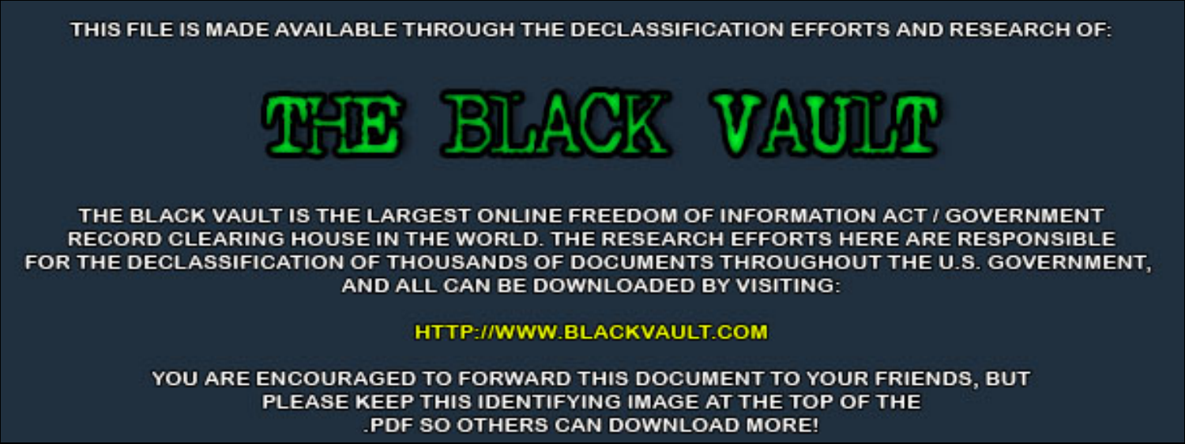THIS FILE IS MADE AVAILABLE THROUGH THE DECLASSIFICATION EFFORTS AND RESEARCH OF:

# THE BLACK VAULT

THE BLACK VAULT IS THE LARGEST ONLINE FREEDOM OF INFORMATION ACT / GOVERNMENT RECORD CLEARING HOUSE IN THE WORLD. THE RESEARCH EFFORTS HERE ARE RESPONSIBLE FOR THE DECLASSIFICATION OF THOUSANDS OF DOCUMENTS THROUGHOUT THE U.S. GOVERNMENT, AND ALL CAN BE DOWNLOADED BY VISITING:

HTTP://WWW.BLACKVAULT.COM

YOU ARE ENCOURAGED TO FORWARD THIS DOCUMENT TO YOUR FRIENDS, BUT PLEASE KEEP THIS IDENTIFYING IMAGE AT THE TOP OF THE .PDF SO OTHERS CAN DOWNLOAD MORE!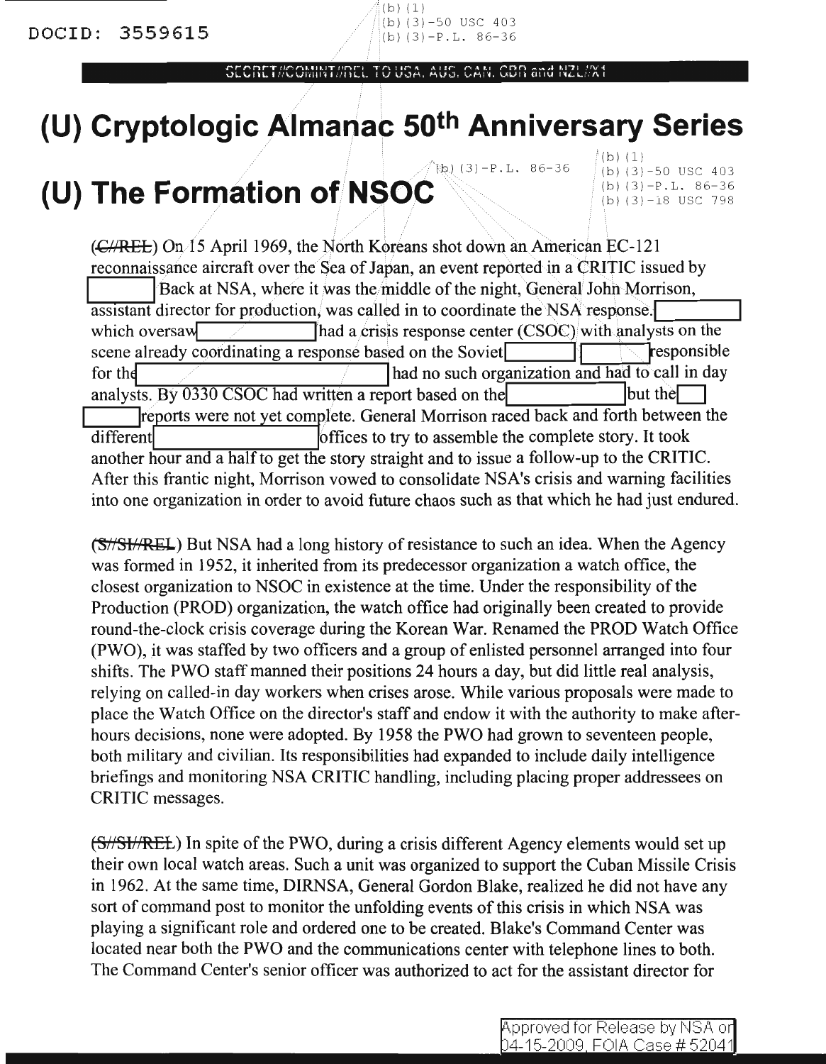DOCID: 3559615

(b) (1)
(b) (3)-50 USC 403
(b) (3)-P.L. 86-36

SECRET//COMINT//REL TO USA, AUS, CAN, GBR and NZL//X1

# (U) Cryptologic Almanac 50th Anniversary Series

# (U) The Formation of NSOC

(b) (3)-P.L. 86-36

(b) (1)
(b) (3)-50 USC 403
(b) (3)-P.L. 86-36
(b) (3)-18 USC 798

(~~C//REL~~) On 15 April 1969, the North Koreans shot down an American EC-121 reconnaissance aircraft over the Sea of Japan, an event reported in a CRITIC issued by [redacted] Back at NSA, where it was the middle of the night, General John Morrison, assistant director for production, was called in to coordinate the NSA response. [redacted] which oversaw [redacted] had a crisis response center (CSOC) with analysts on the scene already coordinating a response based on the Soviet [redacted] [redacted] responsible for the [redacted] had no such organization and had to call in day analysts. By 0330 CSOC had written a report based on the [redacted] but the [redacted] reports were not yet complete. General Morrison raced back and forth between the different [redacted] offices to try to assemble the complete story. It took another hour and a half to get the story straight and to issue a follow-up to the CRITIC. After this frantic night, Morrison vowed to consolidate NSA's crisis and warning facilities into one organization in order to avoid future chaos such as that which he had just endured.

(~~S//SI//REL~~) But NSA had a long history of resistance to such an idea. When the Agency was formed in 1952, it inherited from its predecessor organization a watch office, the closest organization to NSOC in existence at the time. Under the responsibility of the Production (PROD) organization, the watch office had originally been created to provide round-the-clock crisis coverage during the Korean War. Renamed the PROD Watch Office (PWO), it was staffed by two officers and a group of enlisted personnel arranged into four shifts. The PWO staff manned their positions 24 hours a day, but did little real analysis, relying on called-in day workers when crises arose. While various proposals were made to place the Watch Office on the director's staff and endow it with the authority to make after-hours decisions, none were adopted. By 1958 the PWO had grown to seventeen people, both military and civilian. Its responsibilities had expanded to include daily intelligence briefings and monitoring NSA CRITIC handling, including placing proper addressees on CRITIC messages.

(~~S//SI//REL~~) In spite of the PWO, during a crisis different Agency elements would set up their own local watch areas. Such a unit was organized to support the Cuban Missile Crisis in 1962. At the same time, DIRNSA, General Gordon Blake, realized he did not have any sort of command post to monitor the unfolding events of this crisis in which NSA was playing a significant role and ordered one to be created. Blake's Command Center was located near both the PWO and the communications center with telephone lines to both. The Command Center's senior officer was authorized to act for the assistant director for

Approved for Release by NSA on 04-15-2009, FOIA Case # 52041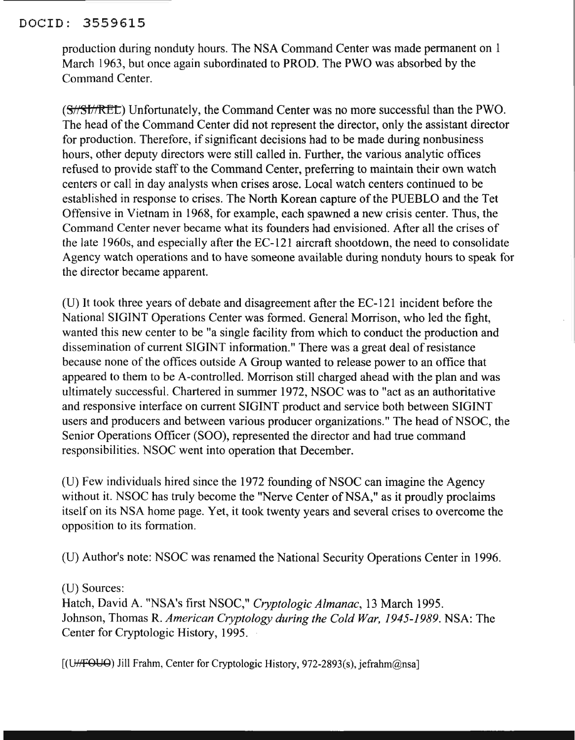production during nonduty hours. The NSA Command Center was made permanent on 1 March 1963, but once again subordinated to PROD. The PWO was absorbed by the Command Center.

(~~S//SI//REL~~) Unfortunately, the Command Center was no more successful than the PWO. The head of the Command Center did not represent the director, only the assistant director for production. Therefore, if significant decisions had to be made during nonbusiness hours, other deputy directors were still called in. Further, the various analytic offices refused to provide staff to the Command Center, preferring to maintain their own watch centers or call in day analysts when crises arose. Local watch centers continued to be established in response to crises. The North Korean capture of the PUEBLO and the Tet Offensive in Vietnam in 1968, for example, each spawned a new crisis center. Thus, the Command Center never became what its founders had envisioned. After all the crises of the late 1960s, and especially after the EC-121 aircraft shootdown, the need to consolidate Agency watch operations and to have someone available during nonduty hours to speak for the director became apparent.

(U) It took three years of debate and disagreement after the EC-121 incident before the National SIGINT Operations Center was formed. General Morrison, who led the fight, wanted this new center to be "a single facility from which to conduct the production and dissemination of current SIGINT information." There was a great deal of resistance because none of the offices outside A Group wanted to release power to an office that appeared to them to be A-controlled. Morrison still charged ahead with the plan and was ultimately successful. Chartered in summer 1972, NSOC was to "act as an authoritative and responsive interface on current SIGINT product and service both between SIGINT users and producers and between various producer organizations." The head of NSOC, the Senior Operations Officer (SOO), represented the director and had true command responsibilities. NSOC went into operation that December.

(U) Few individuals hired since the 1972 founding of NSOC can imagine the Agency without it. NSOC has truly become the "Nerve Center of NSA," as it proudly proclaims itself on its NSA home page. Yet, it took twenty years and several crises to overcome the opposition to its formation.

(U) Author's note: NSOC was renamed the National Security Operations Center in 1996.

(U) Sources:
Hatch, David A. "NSA's first NSOC," *Cryptologic Almanac*, 13 March 1995.
Johnson, Thomas R. *American Cryptology during the Cold War, 1945-1989*. NSA: The Center for Cryptologic History, 1995.

[(~~U//FOUO~~) Jill Frahm, Center for Cryptologic History, 972-2893(s), jefrahm@nsa]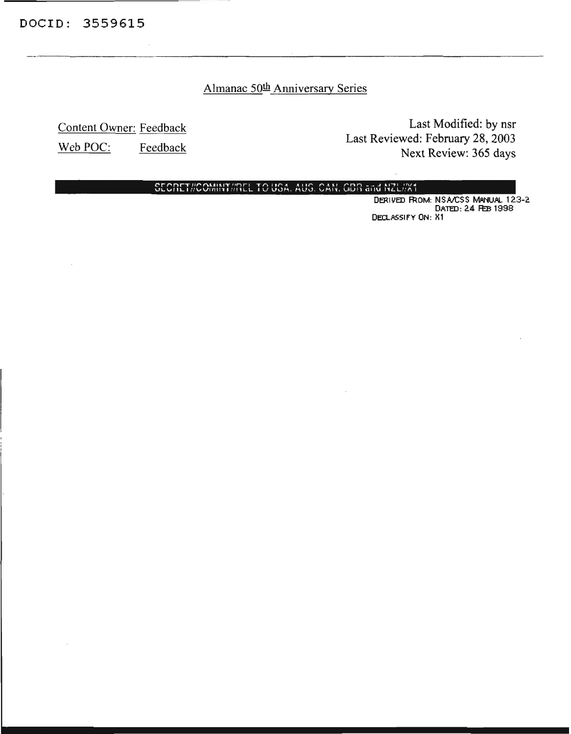DOCID: 3559615

Almanac 50th Anniversary Series

Content Owner: Feedback

Web POC: Feedback

Last Modified: by nsr

Last Reviewed: February 28, 2003

Next Review: 365 days

SECRET//COMINT//REL TO USA, AUS, CAN, GBR and NZL//X1

DERIVED FROM: NSA/CSS MANUAL 123-2
DATED: 24 FEB 1998
DECLASSIFY ON: X1